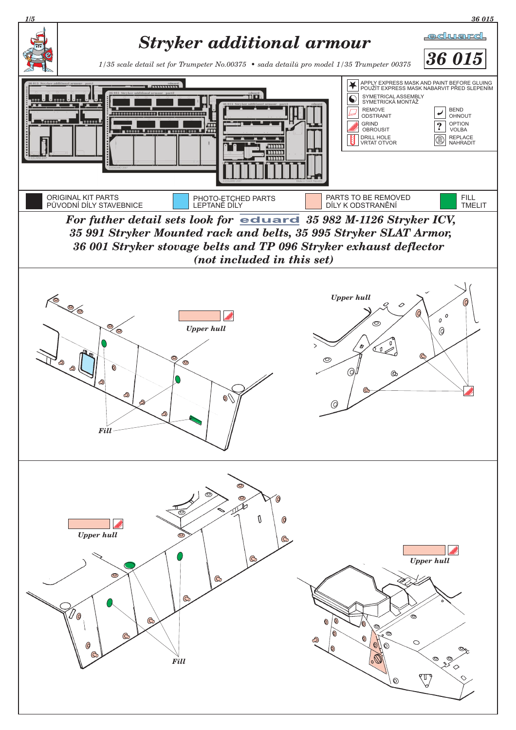# Stryker additional armour

*1/35 scale detail set for Trumpeter No.00375 • sada detailů pro model 1/35 Trumpeter 00375*

eduard

**36 015**

- APPLY EXPRESS MASK AND PAINT BEFORE GLUING / POUŽÍT EXPRESS MASK NABARVIT PŘED SLEPENÍM
- SYMETRICAL ASSEMBLY / SYMETRICKÁ MONTÁŽ
- REMOVE / ODSTRANIT
- BEND / OHNOUT
- GRIND / OBROUSIT
- OPTION / VOLBA
- DRILL HOLE / VRTAT OTVOR
- REPLACE / NAHRADIT

| ORIGINAL KIT PARTS / PŮVODNÍ DÍLY STAVEBNICE | PHOTO-ETCHED PARTS / LEPTANÉ DÍLY | PARTS TO BE REMOVED / DÍLY K ODSTRANĚNÍ | FILL / TMELIT |
|---|---|---|---|

***For futher detail sets look for eduard 35 982 M-1126 Stryker ICV, 35 991 Stryker Mounted rack and belts, 35 995 Stryker SLAT Armor, 36 001 Stryker stovage belts and TP 096 Stryker exhaust deflector (not included in this set)***

*Upper hull*

*Upper hull*

*Fill*

*Upper hull*

*Upper hull*

*Fill*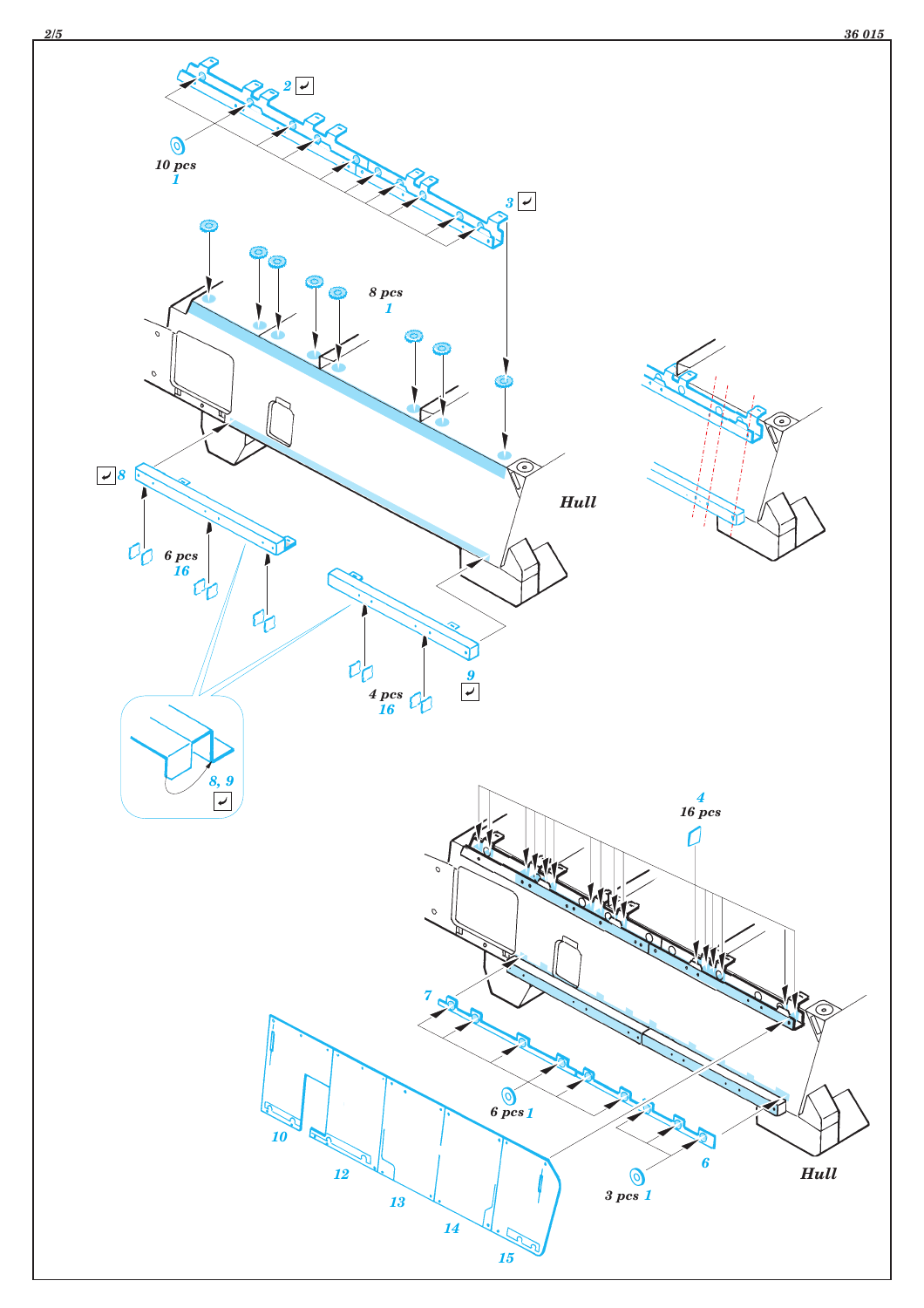2 
3 

10 pcs
1

8 pcs
1

8
6 pcs
16

Hull

9
4 pcs
16

8, 9

4
16 pcs

7

6 pcs 1

6

3 pcs 1

10

12

13

14

15

Hull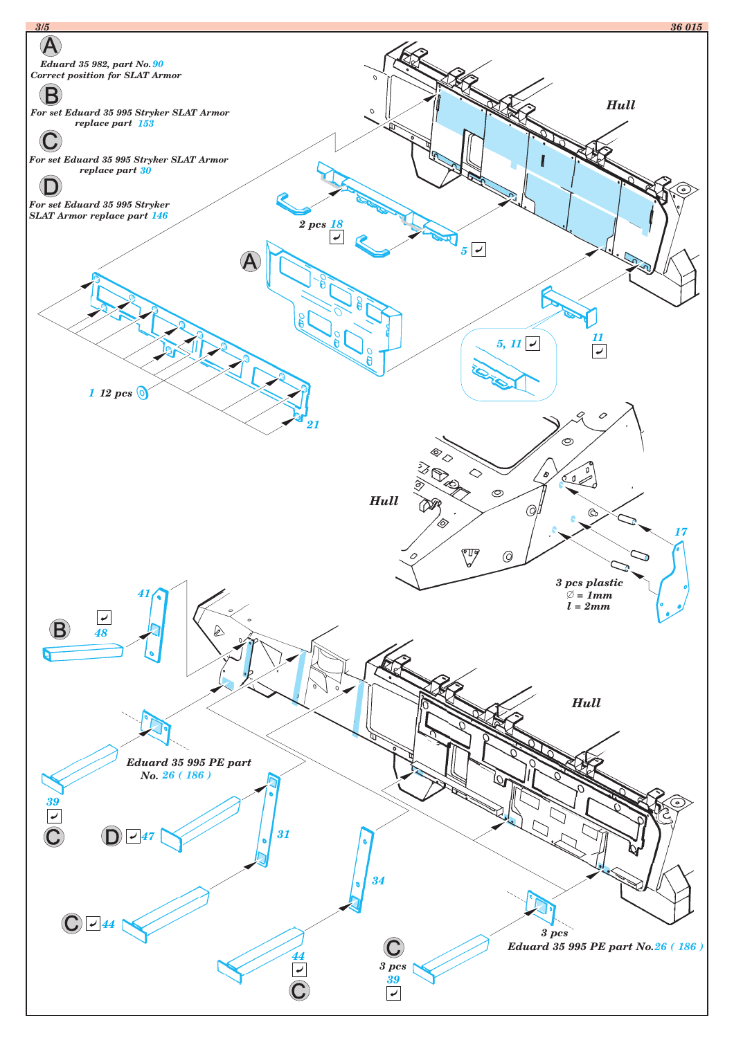**A** Eduard 35 982, part No. 90
Correct position for SLAT Armor

**B** For set Eduard 35 995 Stryker SLAT Armor replace part 153

**C** For set Eduard 35 995 Stryker SLAT Armor replace part 30

**D** For set Eduard 35 995 Stryker SLAT Armor replace part 146

Hull

2 pcs 18

5

A

5, 11

11

1 12 pcs

21

Hull

17

3 pcs plastic
∅ = 1mm
l = 2mm

41

B 48

Hull

Eduard 35 995 PE part No. 26 ( 186 )

39

C

D 47

31

C 44

34

44

C

C

3 pcs

39

3 pcs
Eduard 35 995 PE part No. 26 ( 186 )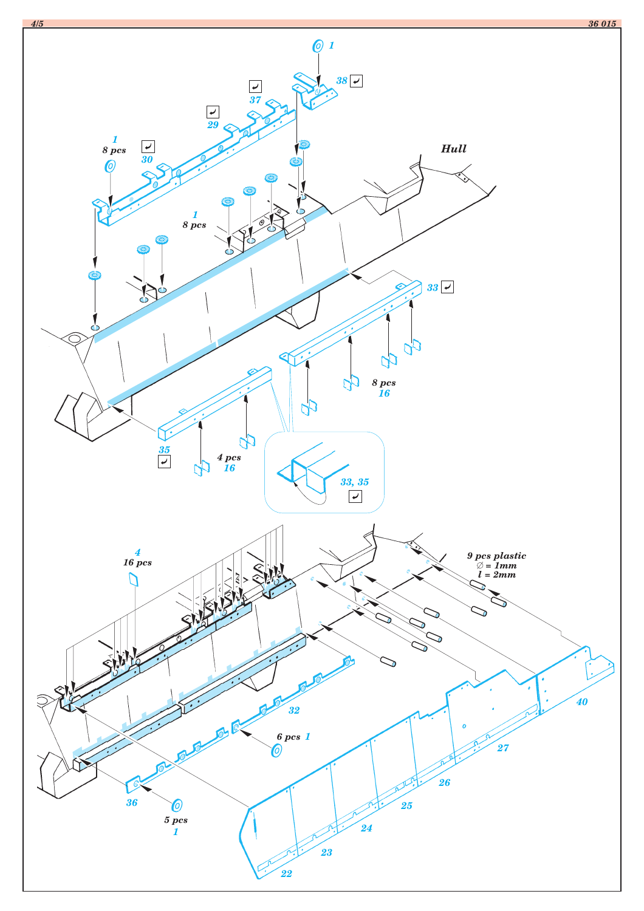Hull

1
8 pcs

30

29

37

38

1

1
8 pcs

33

8 pcs
16

35

4 pcs
16

33, 35

4
16 pcs

9 pcs plastic
∅ = 1mm
l = 2mm

32

6 pcs 1

36

5 pcs
1

40

27

26

25

24

23

22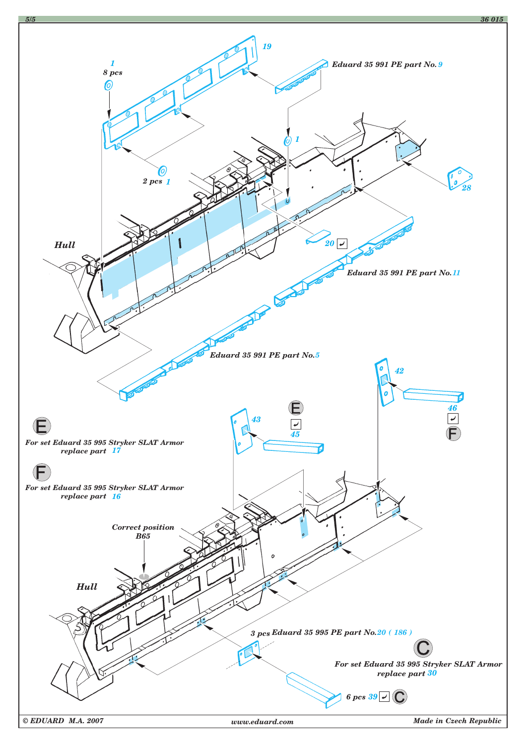19

1
8 pcs

Eduard 35 991 PE part No. 9

1

28

2 pcs 1

Hull

20

Eduard 35 991 PE part No. 11

Eduard 35 991 PE part No. 5

42

E

43

45

46

F

E

For set Eduard 35 995 Stryker SLAT Armor
replace part 17

F

For set Eduard 35 995 Stryker SLAT Armor
replace part 16

Correct position
B65

Hull

3 pcs Eduard 35 995 PE part No. 20 ( 186 )

C

For set Eduard 35 995 Stryker SLAT Armor
replace part 30

6 pcs 39 C

© EDUARD M.A. 2007

www.eduard.com

Made in Czech Republic